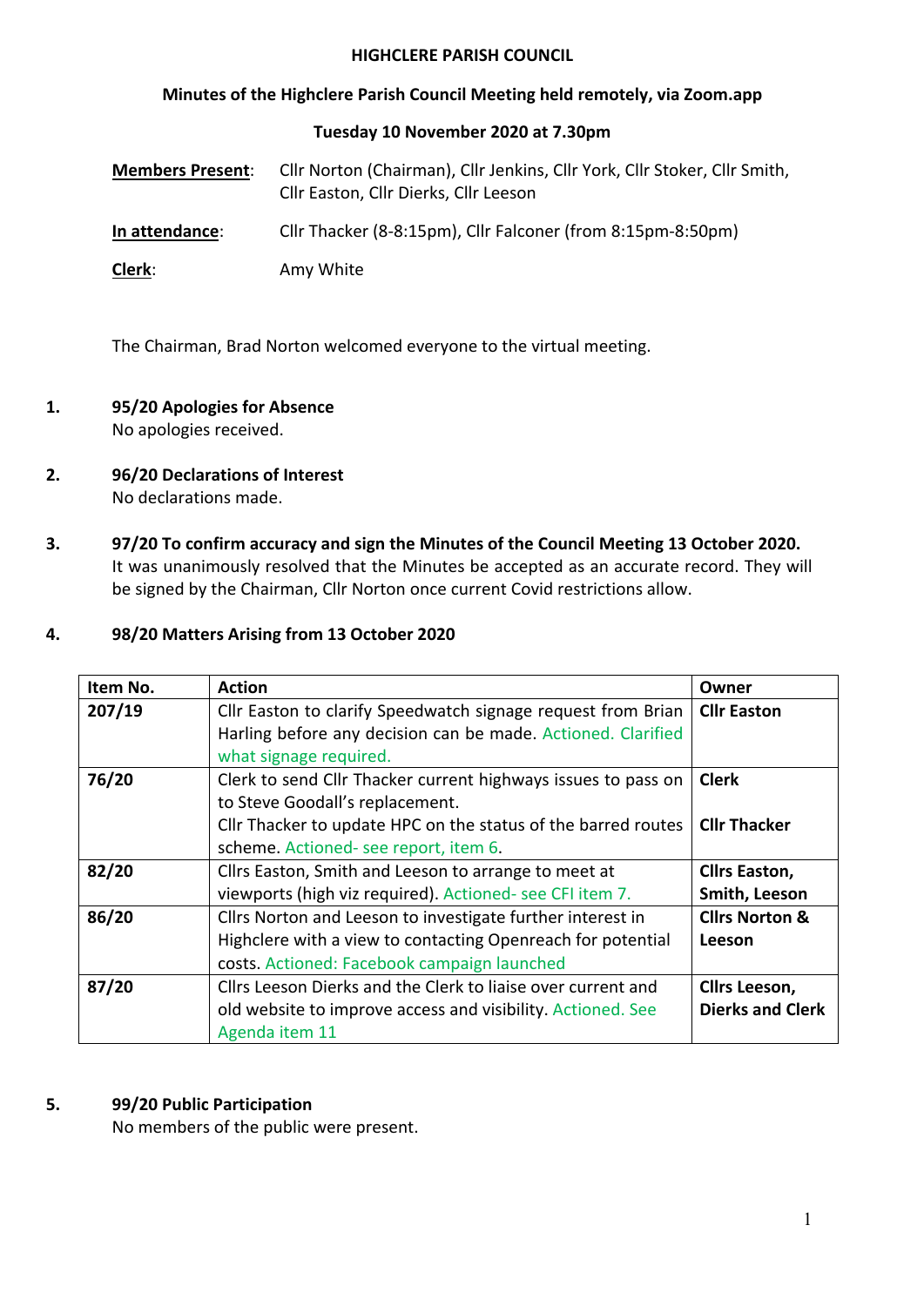**HIGHCLERE PARISH COUNCIL**

**Minutes of the Highclere Parish Council Meeting held remotely, via Zoom.app**

**Tuesday 10 November 2020 at 7.30pm**

**Members Present**: Cllr Norton (Chairman), Cllr Jenkins, Cllr York, Cllr Stoker, Cllr Smith, Cllr Easton, Cllr Dierks, Cllr Leeson

**In attendance**: Cllr Thacker (8-8:15pm), Cllr Falconer (from 8:15pm-8:50pm)

**Clerk**: Amy White

The Chairman, Brad Norton welcomed everyone to the virtual meeting.

1. **95/20 Apologies for Absence**
   No apologies received.

2. **96/20 Declarations of Interest**
   No declarations made.

3. **97/20 To confirm accuracy and sign the Minutes of the Council Meeting 13 October 2020.**
   It was unanimously resolved that the Minutes be accepted as an accurate record. They will be signed by the Chairman, Cllr Norton once current Covid restrictions allow.

4. **98/20 Matters Arising from 13 October 2020**

| Item No. | Action | Owner |
|---|---|---|
| **207/19** | Cllr Easton to clarify Speedwatch signage request from Brian Harling before any decision can be made. Actioned. Clarified what signage required. | **Cllr Easton** |
| **76/20** | Clerk to send Cllr Thacker current highways issues to pass on to Steve Goodall's replacement. Cllr Thacker to update HPC on the status of the barred routes scheme. Actioned- see report, item 6. | **Clerk** **Cllr Thacker** |
| **82/20** | Cllrs Easton, Smith and Leeson to arrange to meet at viewports (high viz required). Actioned- see CFI item 7. | **Cllrs Easton, Smith, Leeson** |
| **86/20** | Cllrs Norton and Leeson to investigate further interest in Highclere with a view to contacting Openreach for potential costs. Actioned: Facebook campaign launched | **Cllrs Norton & Leeson** |
| **87/20** | Cllrs Leeson Dierks and the Clerk to liaise over current and old website to improve access and visibility. Actioned. See Agenda item 11 | **Cllrs Leeson, Dierks and Clerk** |

5. **99/20 Public Participation**
   No members of the public were present.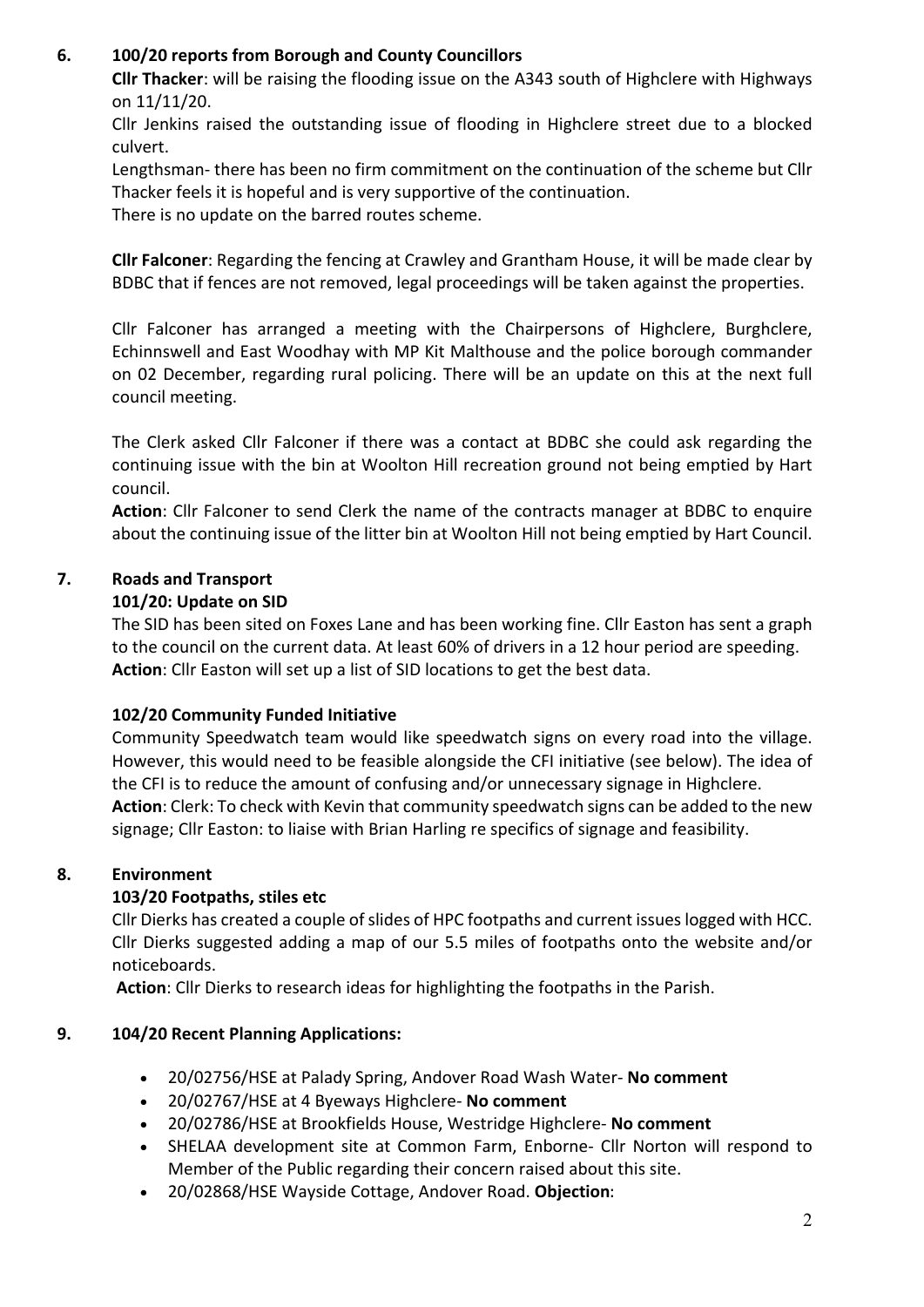## 6. 100/20 reports from Borough and County Councillors

**Cllr Thacker**: will be raising the flooding issue on the A343 south of Highclere with Highways on 11/11/20.

Cllr Jenkins raised the outstanding issue of flooding in Highclere street due to a blocked culvert.

Lengthsman- there has been no firm commitment on the continuation of the scheme but Cllr Thacker feels it is hopeful and is very supportive of the continuation.

There is no update on the barred routes scheme.

**Cllr Falconer**: Regarding the fencing at Crawley and Grantham House, it will be made clear by BDBC that if fences are not removed, legal proceedings will be taken against the properties.

Cllr Falconer has arranged a meeting with the Chairpersons of Highclere, Burghclere, Echinnswell and East Woodhay with MP Kit Malthouse and the police borough commander on 02 December, regarding rural policing. There will be an update on this at the next full council meeting.

The Clerk asked Cllr Falconer if there was a contact at BDBC she could ask regarding the continuing issue with the bin at Woolton Hill recreation ground not being emptied by Hart council.

**Action**: Cllr Falconer to send Clerk the name of the contracts manager at BDBC to enquire about the continuing issue of the litter bin at Woolton Hill not being emptied by Hart Council.

## 7. Roads and Transport

### 101/20: Update on SID

The SID has been sited on Foxes Lane and has been working fine. Cllr Easton has sent a graph to the council on the current data. At least 60% of drivers in a 12 hour period are speeding.

**Action**: Cllr Easton will set up a list of SID locations to get the best data.

### 102/20 Community Funded Initiative

Community Speedwatch team would like speedwatch signs on every road into the village. However, this would need to be feasible alongside the CFI initiative (see below). The idea of the CFI is to reduce the amount of confusing and/or unnecessary signage in Highclere.

**Action**: Clerk: To check with Kevin that community speedwatch signs can be added to the new signage; Cllr Easton: to liaise with Brian Harling re specifics of signage and feasibility.

## 8. Environment

### 103/20 Footpaths, stiles etc

Cllr Dierks has created a couple of slides of HPC footpaths and current issues logged with HCC. Cllr Dierks suggested adding a map of our 5.5 miles of footpaths onto the website and/or noticeboards.

**Action**: Cllr Dierks to research ideas for highlighting the footpaths in the Parish.

## 9. 104/20 Recent Planning Applications:

- 20/02756/HSE at Palady Spring, Andover Road Wash Water- **No comment**
- 20/02767/HSE at 4 Byeways Highclere- **No comment**
- 20/02786/HSE at Brookfields House, Westridge Highclere- **No comment**
- SHELAA development site at Common Farm, Enborne- Cllr Norton will respond to Member of the Public regarding their concern raised about this site.
- 20/02868/HSE Wayside Cottage, Andover Road. **Objection**: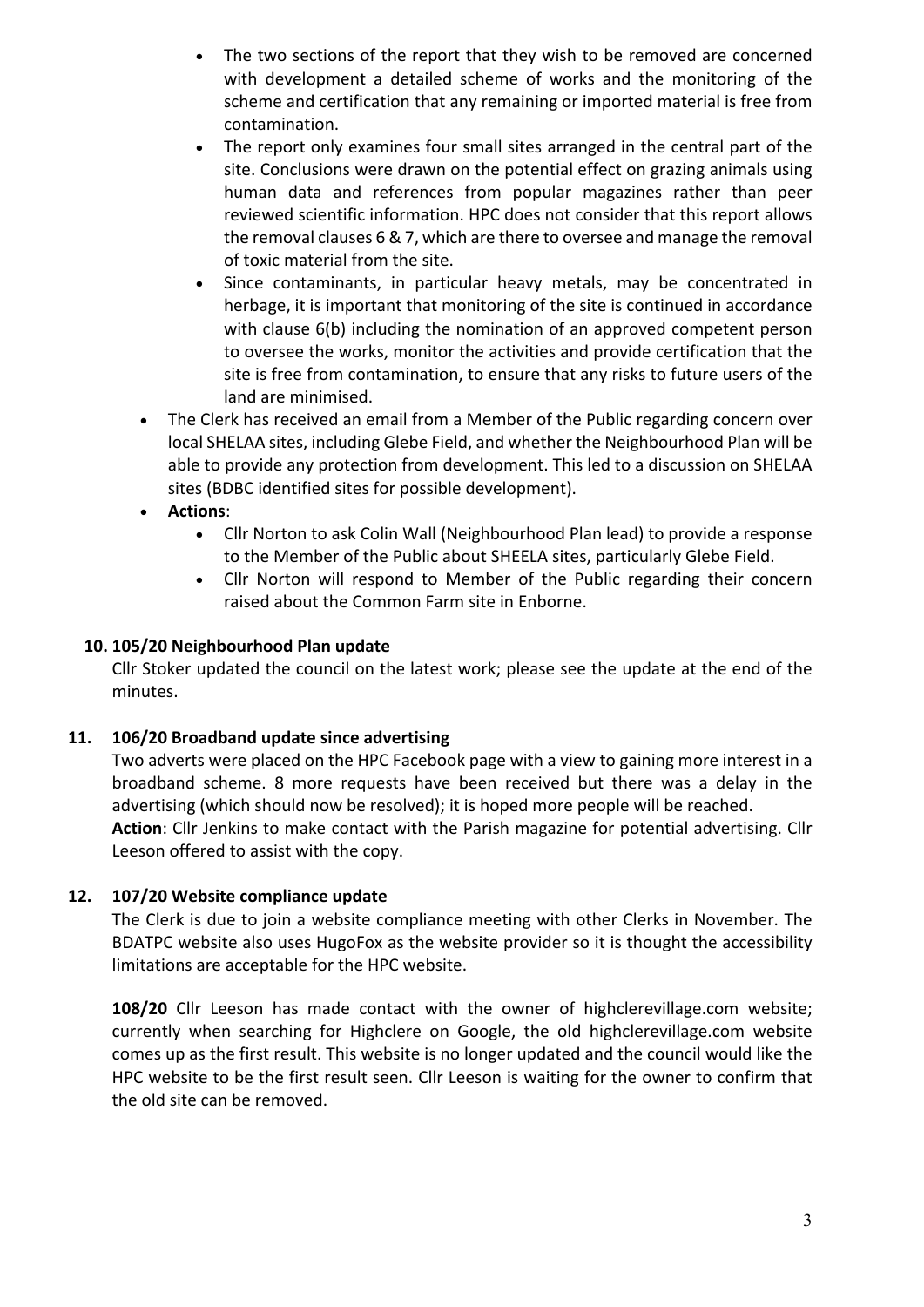- The two sections of the report that they wish to be removed are concerned with development a detailed scheme of works and the monitoring of the scheme and certification that any remaining or imported material is free from contamination.
- The report only examines four small sites arranged in the central part of the site. Conclusions were drawn on the potential effect on grazing animals using human data and references from popular magazines rather than peer reviewed scientific information. HPC does not consider that this report allows the removal clauses 6 & 7, which are there to oversee and manage the removal of toxic material from the site.
- Since contaminants, in particular heavy metals, may be concentrated in herbage, it is important that monitoring of the site is continued in accordance with clause 6(b) including the nomination of an approved competent person to oversee the works, monitor the activities and provide certification that the site is free from contamination, to ensure that any risks to future users of the land are minimised.

- The Clerk has received an email from a Member of the Public regarding concern over local SHELAA sites, including Glebe Field, and whether the Neighbourhood Plan will be able to provide any protection from development. This led to a discussion on SHELAA sites (BDBC identified sites for possible development).
- **Actions**:
  - Cllr Norton to ask Colin Wall (Neighbourhood Plan lead) to provide a response to the Member of the Public about SHEELA sites, particularly Glebe Field.
  - Cllr Norton will respond to Member of the Public regarding their concern raised about the Common Farm site in Enborne.

**10. 105/20 Neighbourhood Plan update**

Cllr Stoker updated the council on the latest work; please see the update at the end of the minutes.

**11. 106/20 Broadband update since advertising**

Two adverts were placed on the HPC Facebook page with a view to gaining more interest in a broadband scheme. 8 more requests have been received but there was a delay in the advertising (which should now be resolved); it is hoped more people will be reached.

**Action**: Cllr Jenkins to make contact with the Parish magazine for potential advertising. Cllr Leeson offered to assist with the copy.

**12. 107/20 Website compliance update**

The Clerk is due to join a website compliance meeting with other Clerks in November. The BDATPC website also uses HugoFox as the website provider so it is thought the accessibility limitations are acceptable for the HPC website.

**108/20** Cllr Leeson has made contact with the owner of highclerevillage.com website; currently when searching for Highclere on Google, the old highclerevillage.com website comes up as the first result. This website is no longer updated and the council would like the HPC website to be the first result seen. Cllr Leeson is waiting for the owner to confirm that the old site can be removed.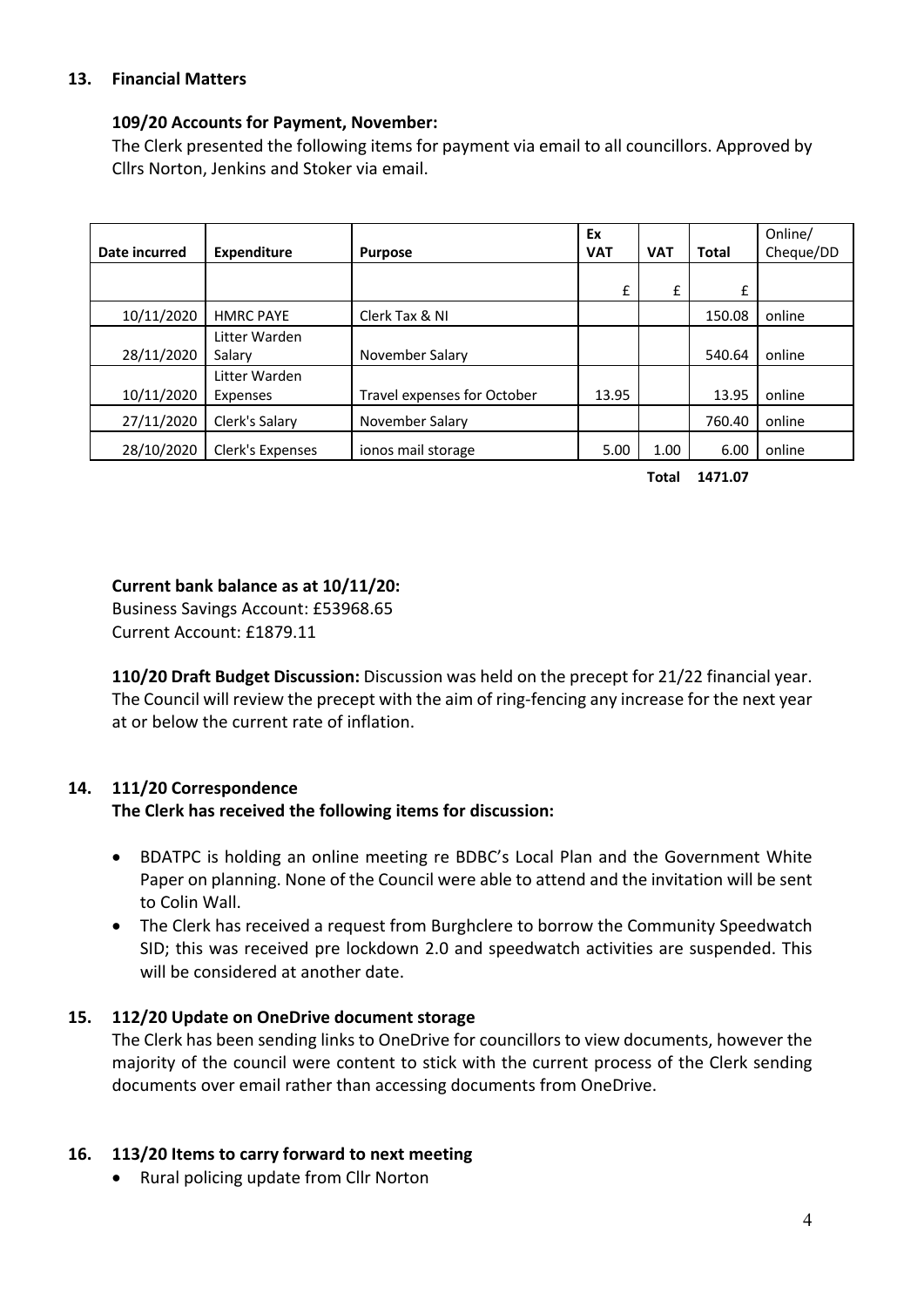**13. Financial Matters**

**109/20 Accounts for Payment, November:**

The Clerk presented the following items for payment via email to all councillors. Approved by Cllrs Norton, Jenkins and Stoker via email.

| Date incurred | Expenditure | Purpose | Ex VAT | VAT | Total | Online/ Cheque/DD |
|---|---|---|---|---|---|---|
| | | | £ | £ | £ | |
| 10/11/2020 | HMRC PAYE | Clerk Tax & NI | | | 150.08 | online |
| 28/11/2020 | Litter Warden Salary | November Salary | | | 540.64 | online |
| 10/11/2020 | Litter Warden Expenses | Travel expenses for October | 13.95 | | 13.95 | online |
| 27/11/2020 | Clerk's Salary | November Salary | | | 760.40 | online |
| 28/10/2020 | Clerk's Expenses | ionos mail storage | 5.00 | 1.00 | 6.00 | online |
| | | | | **Total** | **1471.07** | |

**Current bank balance as at 10/11/20:**

Business Savings Account: £53968.65

Current Account: £1879.11

**110/20 Draft Budget Discussion:** Discussion was held on the precept for 21/22 financial year. The Council will review the precept with the aim of ring-fencing any increase for the next year at or below the current rate of inflation.

**14. 111/20 Correspondence**

**The Clerk has received the following items for discussion:**

- BDATPC is holding an online meeting re BDBC's Local Plan and the Government White Paper on planning. None of the Council were able to attend and the invitation will be sent to Colin Wall.
- The Clerk has received a request from Burghclere to borrow the Community Speedwatch SID; this was received pre lockdown 2.0 and speedwatch activities are suspended. This will be considered at another date.

**15. 112/20 Update on OneDrive document storage**

The Clerk has been sending links to OneDrive for councillors to view documents, however the majority of the council were content to stick with the current process of the Clerk sending documents over email rather than accessing documents from OneDrive.

**16. 113/20 Items to carry forward to next meeting**

- Rural policing update from Cllr Norton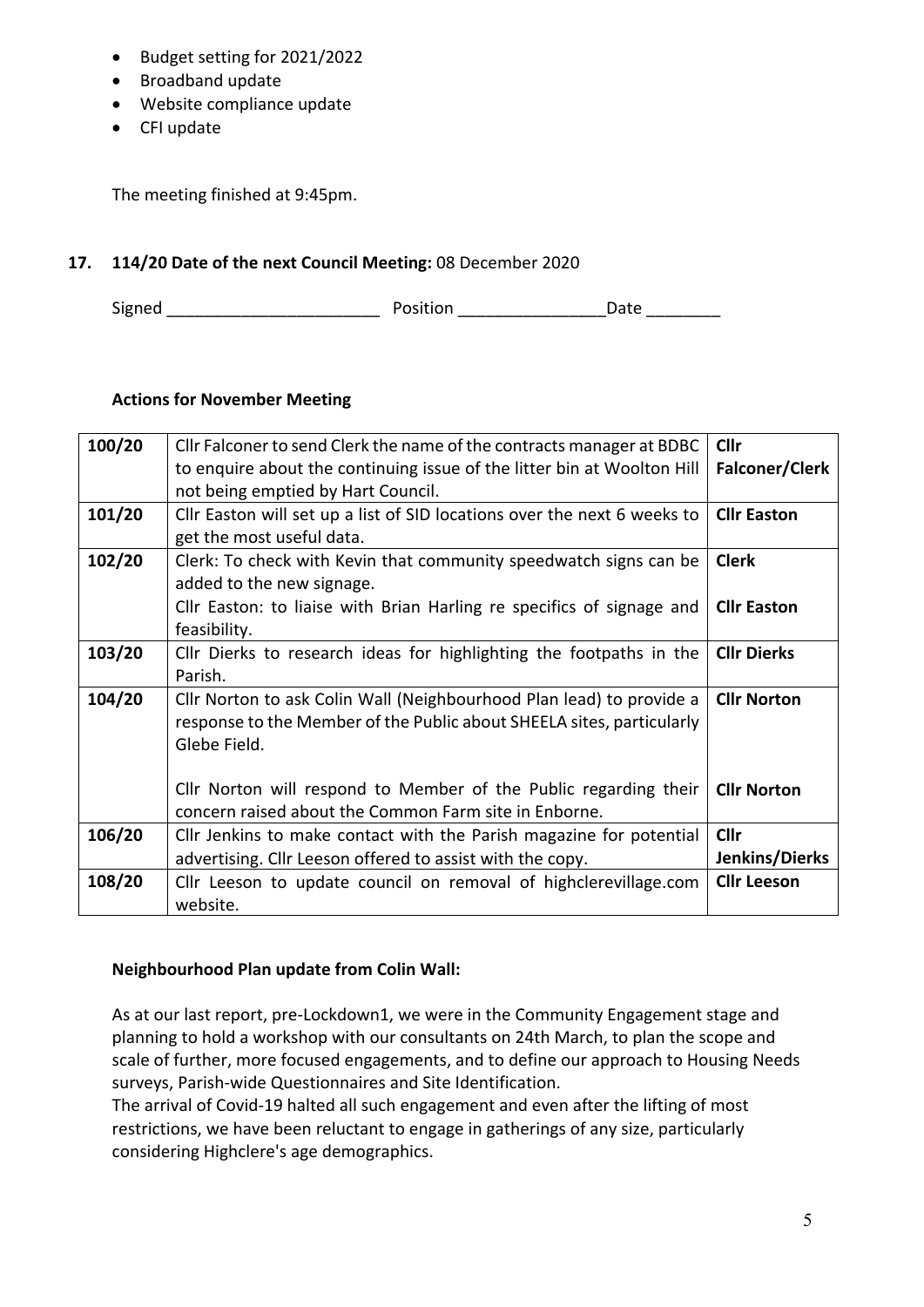- Budget setting for 2021/2022
- Broadband update
- Website compliance update
- CFI update

The meeting finished at 9:45pm.

**17. 114/20 Date of the next Council Meeting:** 08 December 2020

Signed _______________________ Position _______________Date ________

**Actions for November Meeting**

| | | |
|---|---|---|
| **100/20** | Cllr Falconer to send Clerk the name of the contracts manager at BDBC to enquire about the continuing issue of the litter bin at Woolton Hill not being emptied by Hart Council. | **Cllr Falconer/Clerk** |
| **101/20** | Cllr Easton will set up a list of SID locations over the next 6 weeks to get the most useful data. | **Cllr Easton** |
| **102/20** | Clerk: To check with Kevin that community speedwatch signs can be added to the new signage.<br>Cllr Easton: to liaise with Brian Harling re specifics of signage and feasibility. | **Clerk**<br>**Cllr Easton** |
| **103/20** | Cllr Dierks to research ideas for highlighting the footpaths in the Parish. | **Cllr Dierks** |
| **104/20** | Cllr Norton to ask Colin Wall (Neighbourhood Plan lead) to provide a response to the Member of the Public about SHEELA sites, particularly Glebe Field.<br><br>Cllr Norton will respond to Member of the Public regarding their concern raised about the Common Farm site in Enborne. | **Cllr Norton**<br><br>**Cllr Norton** |
| **106/20** | Cllr Jenkins to make contact with the Parish magazine for potential advertising. Cllr Leeson offered to assist with the copy. | **Cllr Jenkins/Dierks** |
| **108/20** | Cllr Leeson to update council on removal of highclerevillage.com website. | **Cllr Leeson** |

**Neighbourhood Plan update from Colin Wall:**

As at our last report, pre-Lockdown1, we were in the Community Engagement stage and planning to hold a workshop with our consultants on 24th March, to plan the scope and scale of further, more focused engagements, and to define our approach to Housing Needs surveys, Parish-wide Questionnaires and Site Identification.
The arrival of Covid-19 halted all such engagement and even after the lifting of most restrictions, we have been reluctant to engage in gatherings of any size, particularly considering Highclere's age demographics.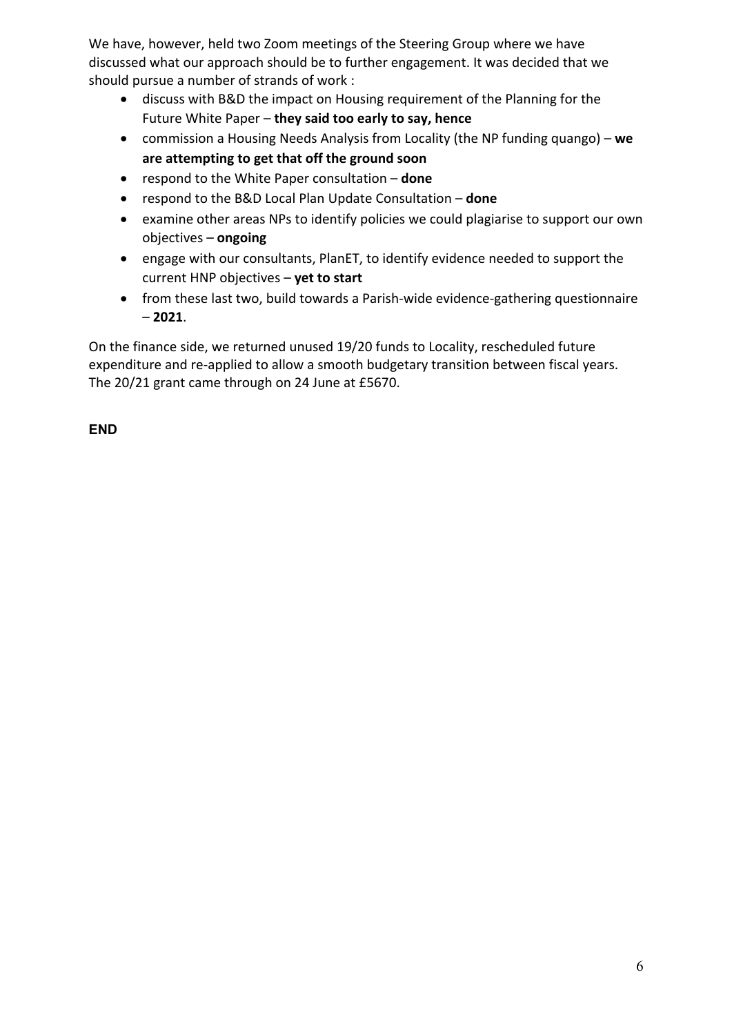We have, however, held two Zoom meetings of the Steering Group where we have discussed what our approach should be to further engagement. It was decided that we should pursue a number of strands of work :

- discuss with B&D the impact on Housing requirement of the Planning for the Future White Paper – **they said too early to say, hence**
- commission a Housing Needs Analysis from Locality (the NP funding quango) – **we are attempting to get that off the ground soon**
- respond to the White Paper consultation – **done**
- respond to the B&D Local Plan Update Consultation – **done**
- examine other areas NPs to identify policies we could plagiarise to support our own objectives – **ongoing**
- engage with our consultants, PlanET, to identify evidence needed to support the current HNP objectives – **yet to start**
- from these last two, build towards a Parish-wide evidence-gathering questionnaire – **2021**.

On the finance side, we returned unused 19/20 funds to Locality, rescheduled future expenditure and re-applied to allow a smooth budgetary transition between fiscal years. The 20/21 grant came through on 24 June at £5670.

**END**